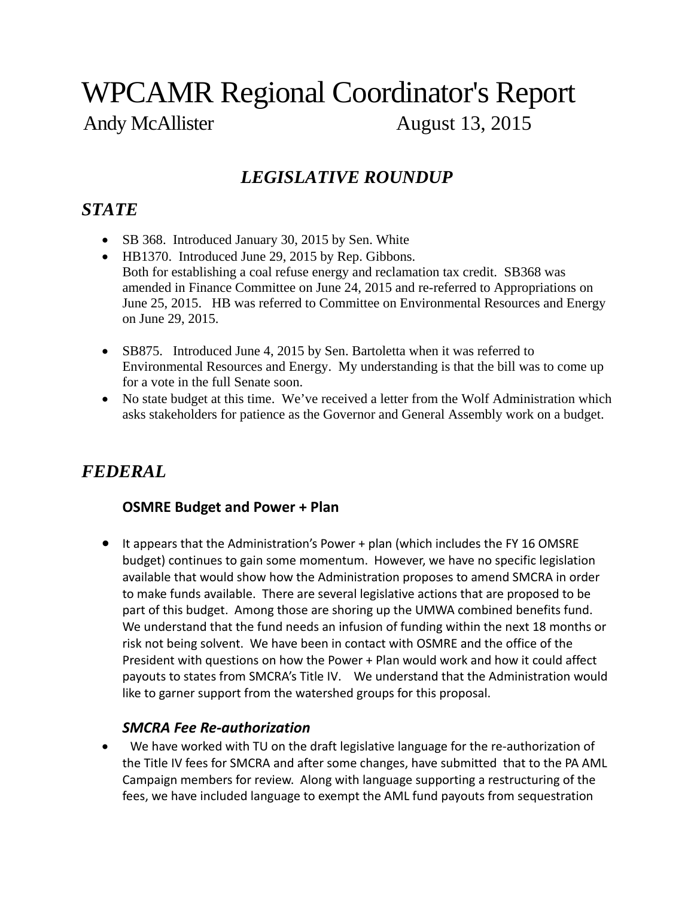# WPCAMR Regional Coordinator's Report

Andy McAllister August 13, 2015

## *LEGISLATIVE ROUNDUP*

## *STATE*

- SB 368. Introduced January 30, 2015 by Sen. White
- HB1370. Introduced June 29, 2015 by Rep. Gibbons.
  Both for establishing a coal refuse energy and reclamation tax credit. SB368 was amended in Finance Committee on June 24, 2015 and re-referred to Appropriations on June 25, 2015. HB was referred to Committee on Environmental Resources and Energy on June 29, 2015.
- SB875. Introduced June 4, 2015 by Sen. Bartoletta when it was referred to Environmental Resources and Energy. My understanding is that the bill was to come up for a vote in the full Senate soon.
- No state budget at this time. We've received a letter from the Wolf Administration which asks stakeholders for patience as the Governor and General Assembly work on a budget.

## *FEDERAL*

### OSMRE Budget and Power + Plan

- It appears that the Administration's Power + plan (which includes the FY 16 OMSRE budget) continues to gain some momentum. However, we have no specific legislation available that would show how the Administration proposes to amend SMCRA in order to make funds available. There are several legislative actions that are proposed to be part of this budget. Among those are shoring up the UMWA combined benefits fund. We understand that the fund needs an infusion of funding within the next 18 months or risk not being solvent. We have been in contact with OSMRE and the office of the President with questions on how the Power + Plan would work and how it could affect payouts to states from SMCRA's Title IV. We understand that the Administration would like to garner support from the watershed groups for this proposal.

### *SMCRA Fee Re-authorization*

- We have worked with TU on the draft legislative language for the re-authorization of the Title IV fees for SMCRA and after some changes, have submitted that to the PA AML Campaign members for review. Along with language supporting a restructuring of the fees, we have included language to exempt the AML fund payouts from sequestration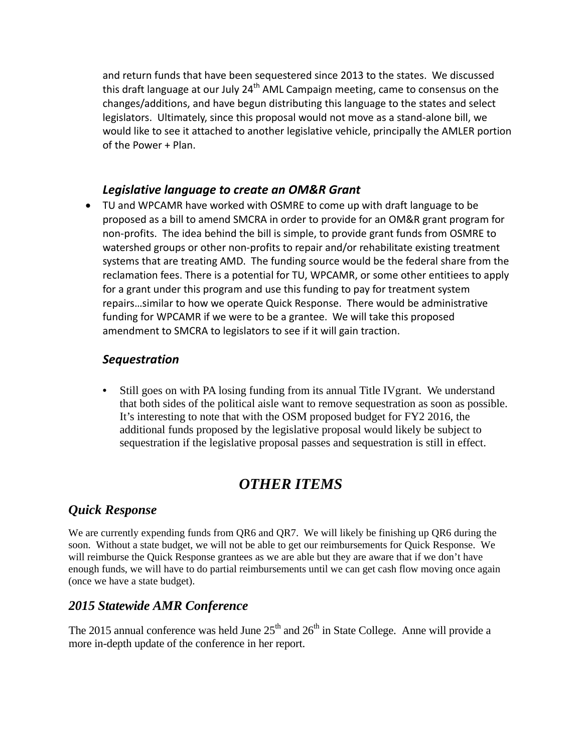and return funds that have been sequestered since 2013 to the states. We discussed this draft language at our July 24th AML Campaign meeting, came to consensus on the changes/additions, and have begun distributing this language to the states and select legislators. Ultimately, since this proposal would not move as a stand-alone bill, we would like to see it attached to another legislative vehicle, principally the AMLER portion of the Power + Plan.

### *Legislative language to create an OM&R Grant*

- TU and WPCAMR have worked with OSMRE to come up with draft language to be proposed as a bill to amend SMCRA in order to provide for an OM&R grant program for non-profits. The idea behind the bill is simple, to provide grant funds from OSMRE to watershed groups or other non-profits to repair and/or rehabilitate existing treatment systems that are treating AMD. The funding source would be the federal share from the reclamation fees. There is a potential for TU, WPCAMR, or some other entitiees to apply for a grant under this program and use this funding to pay for treatment system repairs…similar to how we operate Quick Response. There would be administrative funding for WPCAMR if we were to be a grantee. We will take this proposed amendment to SMCRA to legislators to see if it will gain traction.

### *Sequestration*

- Still goes on with PA losing funding from its annual Title IVgrant. We understand that both sides of the political aisle want to remove sequestration as soon as possible. It's interesting to note that with the OSM proposed budget for FY2 2016, the additional funds proposed by the legislative proposal would likely be subject to sequestration if the legislative proposal passes and sequestration is still in effect.

# *OTHER ITEMS*

## *Quick Response*

We are currently expending funds from QR6 and QR7. We will likely be finishing up QR6 during the soon. Without a state budget, we will not be able to get our reimbursements for Quick Response. We will reimburse the Quick Response grantees as we are able but they are aware that if we don't have enough funds, we will have to do partial reimbursements until we can get cash flow moving once again (once we have a state budget).

## *2015 Statewide AMR Conference*

The 2015 annual conference was held June 25th and 26th in State College. Anne will provide a more in-depth update of the conference in her report.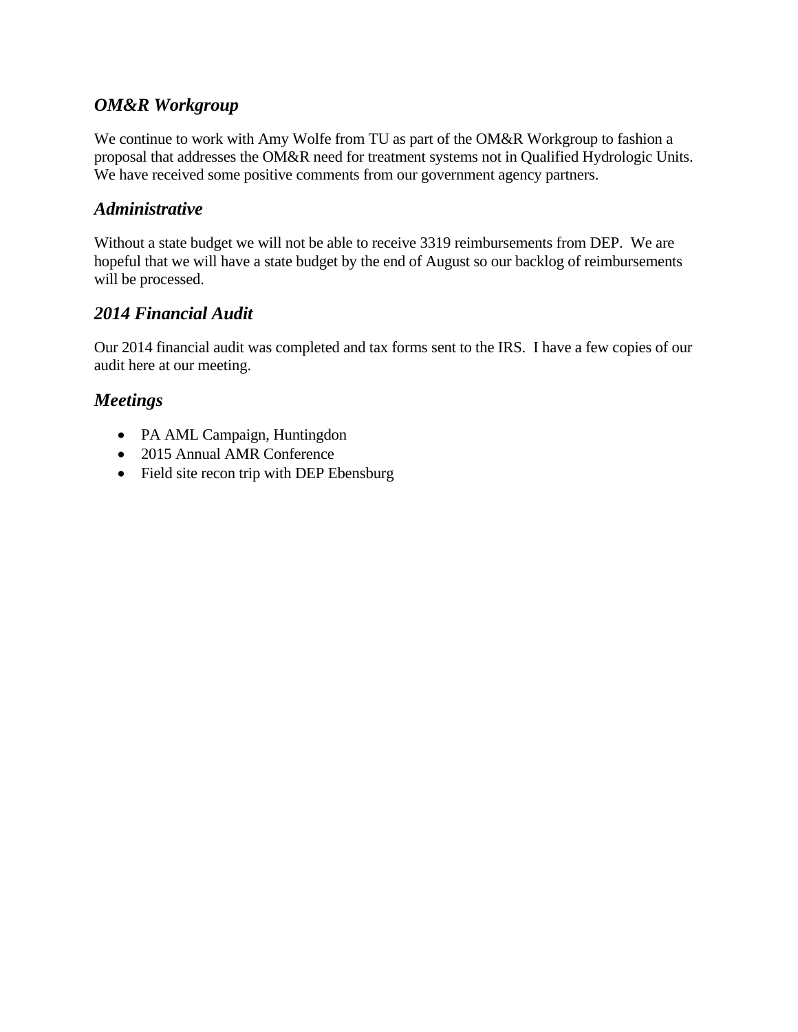## *OM&R Workgroup*

We continue to work with Amy Wolfe from TU as part of the OM&R Workgroup to fashion a proposal that addresses the OM&R need for treatment systems not in Qualified Hydrologic Units. We have received some positive comments from our government agency partners.

## *Administrative*

Without a state budget we will not be able to receive 3319 reimbursements from DEP. We are hopeful that we will have a state budget by the end of August so our backlog of reimbursements will be processed.

## *2014 Financial Audit*

Our 2014 financial audit was completed and tax forms sent to the IRS. I have a few copies of our audit here at our meeting.

## *Meetings*

- PA AML Campaign, Huntingdon
- 2015 Annual AMR Conference
- Field site recon trip with DEP Ebensburg